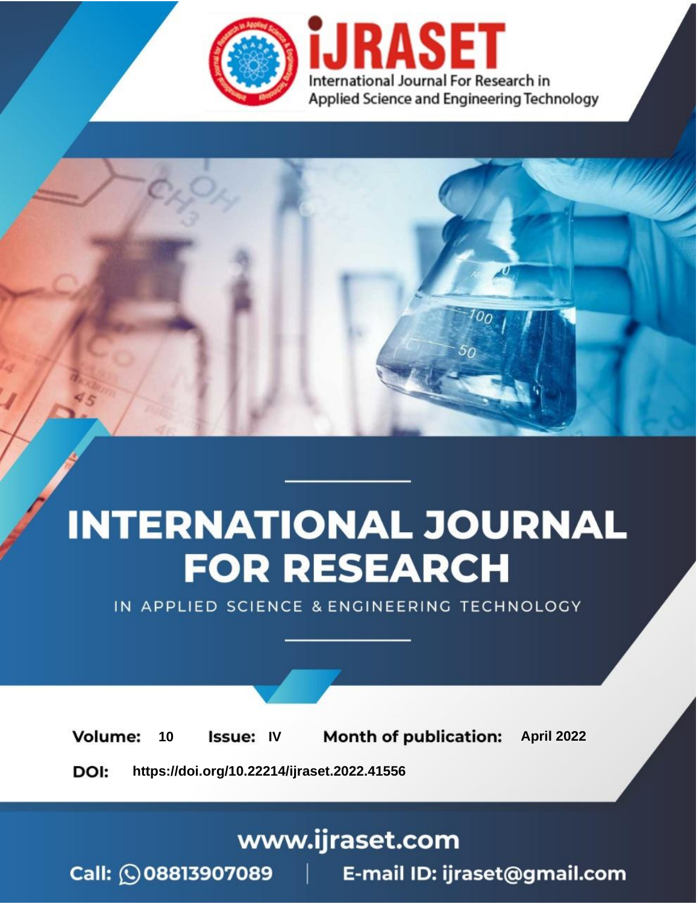# iJRASET

International Journal For Research in Applied Science and Engineering Technology

# INTERNATIONAL JOURNAL FOR RESEARCH

IN APPLIED SCIENCE & ENGINEERING TECHNOLOGY

**Volume:** 10 **Issue:** IV **Month of publication:** April 2022

**DOI:** https://doi.org/10.22214/ijraset.2022.41556

www.ijraset.com

Call: 08813907089 | E-mail ID: ijraset@gmail.com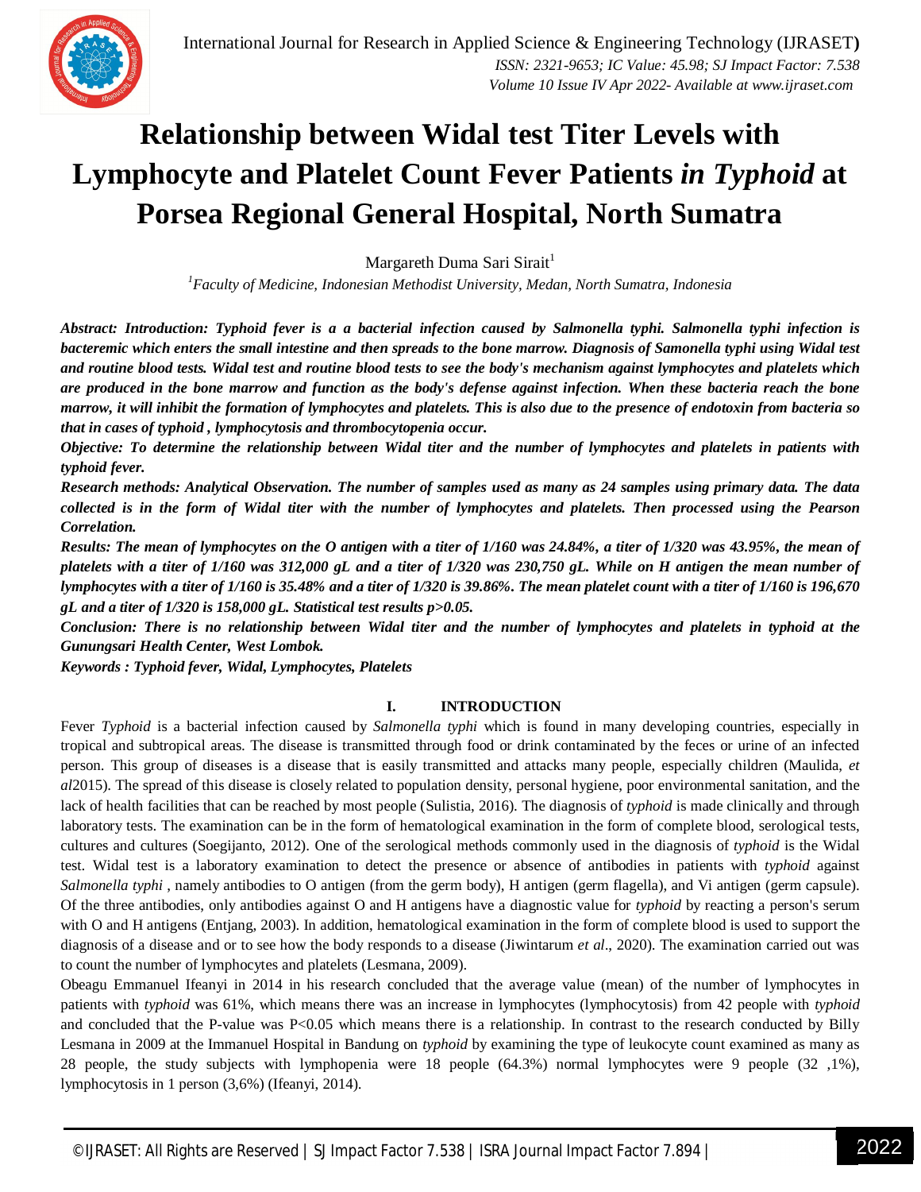# Relationship between Widal test Titer Levels with Lymphocyte and Platelet Count Fever Patients *in Typhoid* at Porsea Regional General Hospital, North Sumatra

Margareth Duma Sari Sirait[1]

[1]*Faculty of Medicine, Indonesian Methodist University, Medan, North Sumatra, Indonesia*

***Abstract: Introduction: Typhoid fever is a a bacterial infection caused by Salmonella typhi. Salmonella typhi infection is bacteremic which enters the small intestine and then spreads to the bone marrow. Diagnosis of Samonella typhi using Widal test and routine blood tests. Widal test and routine blood tests to see the body's mechanism against lymphocytes and platelets which are produced in the bone marrow and function as the body's defense against infection. When these bacteria reach the bone marrow, it will inhibit the formation of lymphocytes and platelets. This is also due to the presence of endotoxin from bacteria so that in cases of typhoid , lymphocytosis and thrombocytopenia occur.***

***Objective: To determine the relationship between Widal titer and the number of lymphocytes and platelets in patients with typhoid fever.***

***Research methods: Analytical Observation. The number of samples used as many as 24 samples using primary data. The data collected is in the form of Widal titer with the number of lymphocytes and platelets. Then processed using the Pearson Correlation.***

***Results: The mean of lymphocytes on the O antigen with a titer of 1/160 was 24.84%, a titer of 1/320 was 43.95%, the mean of platelets with a titer of 1/160 was 312,000 gL and a titer of 1/320 was 230,750 gL. While on H antigen the mean number of lymphocytes with a titer of 1/160 is 35.48% and a titer of 1/320 is 39.86%. The mean platelet count with a titer of 1/160 is 196,670 gL and a titer of 1/320 is 158,000 gL. Statistical test results p>0.05.***

***Conclusion: There is no relationship between Widal titer and the number of lymphocytes and platelets in typhoid at the Gunungsari Health Center, West Lombok.***

***Keywords : Typhoid fever, Widal, Lymphocytes, Platelets***

## I. INTRODUCTION

Fever *Typhoid* is a bacterial infection caused by *Salmonella typhi* which is found in many developing countries, especially in tropical and subtropical areas. The disease is transmitted through food or drink contaminated by the feces or urine of an infected person. This group of diseases is a disease that is easily transmitted and attacks many people, especially children (Maulida, *et al*2015). The spread of this disease is closely related to population density, personal hygiene, poor environmental sanitation, and the lack of health facilities that can be reached by most people (Sulistia, 2016). The diagnosis of *typhoid* is made clinically and through laboratory tests. The examination can be in the form of hematological examination in the form of complete blood, serological tests, cultures and cultures (Soegijanto, 2012). One of the serological methods commonly used in the diagnosis of *typhoid* is the Widal test. Widal test is a laboratory examination to detect the presence or absence of antibodies in patients with *typhoid* against *Salmonella typhi* , namely antibodies to O antigen (from the germ body), H antigen (germ flagella), and Vi antigen (germ capsule). Of the three antibodies, only antibodies against O and H antigens have a diagnostic value for *typhoid* by reacting a person's serum with O and H antigens (Entjang, 2003). In addition, hematological examination in the form of complete blood is used to support the diagnosis of a disease and or to see how the body responds to a disease (Jiwintarum *et al*., 2020). The examination carried out was to count the number of lymphocytes and platelets (Lesmana, 2009).

Obeagu Emmanuel Ifeanyi in 2014 in his research concluded that the average value (mean) of the number of lymphocytes in patients with *typhoid* was 61%, which means there was an increase in lymphocytes (lymphocytosis) from 42 people with *typhoid* and concluded that the P-value was P<0.05 which means there is a relationship. In contrast to the research conducted by Billy Lesmana in 2009 at the Immanuel Hospital in Bandung on *typhoid* by examining the type of leukocyte count examined as many as 28 people, the study subjects with lymphopenia were 18 people (64.3%) normal lymphocytes were 9 people (32 ,1%), lymphocytosis in 1 person (3,6%) (Ifeanyi, 2014).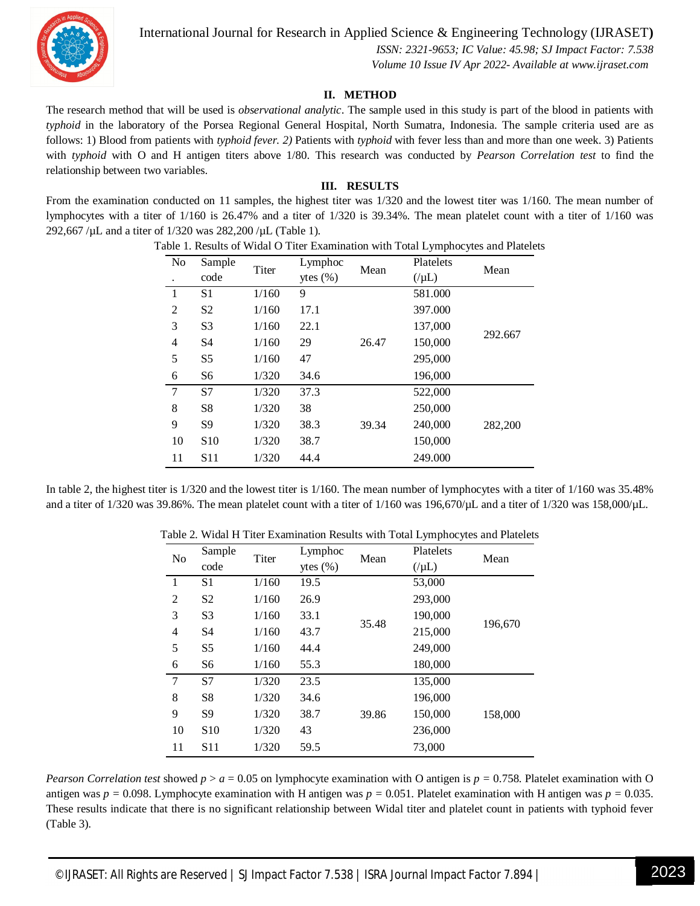## II. METHOD

The research method that will be used is *observational analytic*. The sample used in this study is part of the blood in patients with *typhoid* in the laboratory of the Porsea Regional General Hospital, North Sumatra, Indonesia. The sample criteria used are as follows: 1) Blood from patients with *typhoid fever. 2)* Patients with *typhoid* with fever less than and more than one week. 3) Patients with *typhoid* with O and H antigen titers above 1/80. This research was conducted by *Pearson Correlation test* to find the relationship between two variables.

## III. RESULTS

From the examination conducted on 11 samples, the highest titer was 1/320 and the lowest titer was 1/160. The mean number of lymphocytes with a titer of 1/160 is 26.47% and a titer of 1/320 is 39.34%. The mean platelet count with a titer of 1/160 was 292,667 /µL and a titer of 1/320 was 282,200 /µL (Table 1).

Table 1. Results of Widal O Titer Examination with Total Lymphocytes and Platelets

| No. | Sample code | Titer | Lymphocytes (%) | Mean | Platelets (/µL) | Mean |
|---|---|---|---|---|---|---|
| 1 | S1 | 1/160 | 9 | 26.47 | 581.000 | 292.667 |
| 2 | S2 | 1/160 | 17.1 | | 397.000 | |
| 3 | S3 | 1/160 | 22.1 | | 137,000 | |
| 4 | S4 | 1/160 | 29 | | 150,000 | |
| 5 | S5 | 1/160 | 47 | | 295,000 | |
| 6 | S6 | 1/320 | 34.6 | | 196,000 | |
| 7 | S7 | 1/320 | 37.3 | 39.34 | 522,000 | 282,200 |
| 8 | S8 | 1/320 | 38 | | 250,000 | |
| 9 | S9 | 1/320 | 38.3 | | 240,000 | |
| 10 | S10 | 1/320 | 38.7 | | 150,000 | |
| 11 | S11 | 1/320 | 44.4 | | 249.000 | |

In table 2, the highest titer is 1/320 and the lowest titer is 1/160. The mean number of lymphocytes with a titer of 1/160 was 35.48% and a titer of 1/320 was 39.86%. The mean platelet count with a titer of 1/160 was 196,670/µL and a titer of 1/320 was 158,000/µL.

Table 2. Widal H Titer Examination Results with Total Lymphocytes and Platelets

| No | Sample code | Titer | Lymphocytes (%) | Mean | Platelets (/µL) | Mean |
|---|---|---|---|---|---|---|
| 1 | S1 | 1/160 | 19.5 | 35.48 | 53,000 | 196,670 |
| 2 | S2 | 1/160 | 26.9 | | 293,000 | |
| 3 | S3 | 1/160 | 33.1 | | 190,000 | |
| 4 | S4 | 1/160 | 43.7 | | 215,000 | |
| 5 | S5 | 1/160 | 44.4 | | 249,000 | |
| 6 | S6 | 1/160 | 55.3 | | 180,000 | |
| 7 | S7 | 1/320 | 23.5 | 39.86 | 135,000 | 158,000 |
| 8 | S8 | 1/320 | 34.6 | | 196,000 | |
| 9 | S9 | 1/320 | 38.7 | | 150,000 | |
| 10 | S10 | 1/320 | 43 | | 236,000 | |
| 11 | S11 | 1/320 | 59.5 | | 73,000 | |

*Pearson Correlation test* showed $p > a = 0.05$ on lymphocyte examination with O antigen is $p = 0.758$. Platelet examination with O antigen was $p = 0.098$. Lymphocyte examination with H antigen was $p = 0.051$. Platelet examination with H antigen was $p = 0.035$. These results indicate that there is no significant relationship between Widal titer and platelet count in patients with typhoid fever (Table 3).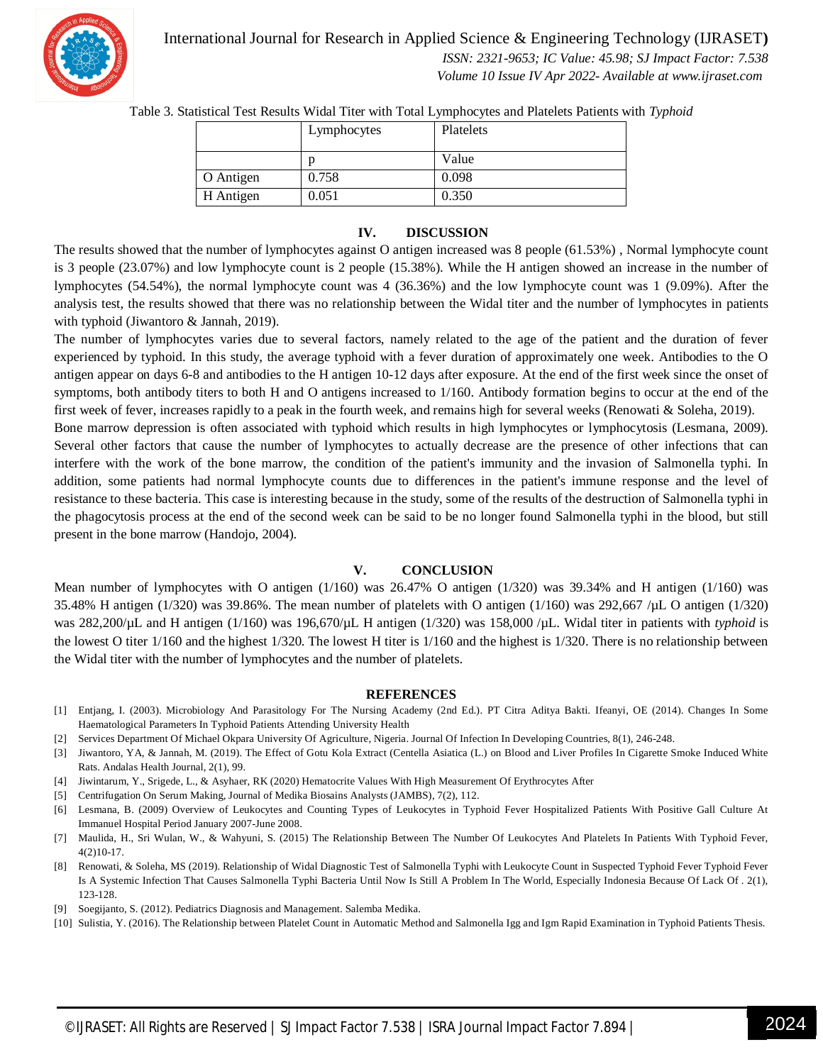Table 3. Statistical Test Results Widal Titer with Total Lymphocytes and Platelets Patients with *Typhoid*

| | Lymphocytes | Platelets |
|---|---|---|
| | p | Value |
| O Antigen | 0.758 | 0.098 |
| H Antigen | 0.051 | 0.350 |

## IV. DISCUSSION

The results showed that the number of lymphocytes against O antigen increased was 8 people (61.53%) , Normal lymphocyte count is 3 people (23.07%) and low lymphocyte count is 2 people (15.38%). While the H antigen showed an increase in the number of lymphocytes (54.54%), the normal lymphocyte count was 4 (36.36%) and the low lymphocyte count was 1 (9.09%). After the analysis test, the results showed that there was no relationship between the Widal titer and the number of lymphocytes in patients with typhoid (Jiwantoro & Jannah, 2019).

The number of lymphocytes varies due to several factors, namely related to the age of the patient and the duration of fever experienced by typhoid. In this study, the average typhoid with a fever duration of approximately one week. Antibodies to the O antigen appear on days 6-8 and antibodies to the H antigen 10-12 days after exposure. At the end of the first week since the onset of symptoms, both antibody titers to both H and O antigens increased to 1/160. Antibody formation begins to occur at the end of the first week of fever, increases rapidly to a peak in the fourth week, and remains high for several weeks (Renowati & Soleha, 2019).

Bone marrow depression is often associated with typhoid which results in high lymphocytes or lymphocytosis (Lesmana, 2009). Several other factors that cause the number of lymphocytes to actually decrease are the presence of other infections that can interfere with the work of the bone marrow, the condition of the patient's immunity and the invasion of Salmonella typhi. In addition, some patients had normal lymphocyte counts due to differences in the patient's immune response and the level of resistance to these bacteria. This case is interesting because in the study, some of the results of the destruction of Salmonella typhi in the phagocytosis process at the end of the second week can be said to be no longer found Salmonella typhi in the blood, but still present in the bone marrow (Handojo, 2004).

## V. CONCLUSION

Mean number of lymphocytes with O antigen (1/160) was 26.47% O antigen (1/320) was 39.34% and H antigen (1/160) was 35.48% H antigen (1/320) was 39.86%. The mean number of platelets with O antigen (1/160) was 292,667 /µL O antigen (1/320) was 282,200/µL and H antigen (1/160) was 196,670/µL H antigen (1/320) was 158,000 /µL. Widal titer in patients with *typhoid* is the lowest O titer 1/160 and the highest 1/320. The lowest H titer is 1/160 and the highest is 1/320. There is no relationship between the Widal titer with the number of lymphocytes and the number of platelets.

## REFERENCES

[1] Entjang, I. (2003). Microbiology And Parasitology For The Nursing Academy (2nd Ed.). PT Citra Aditya Bakti. Ifeanyi, OE (2014). Changes In Some Haematological Parameters In Typhoid Patients Attending University Health

[2] Services Department Of Michael Okpara University Of Agriculture, Nigeria. Journal Of Infection In Developing Countries, 8(1), 246-248.

[3] Jiwantoro, YA, & Jannah, M. (2019). The Effect of Gotu Kola Extract (Centella Asiatica (L.) on Blood and Liver Profiles In Cigarette Smoke Induced White Rats. Andalas Health Journal, 2(1), 99.

[4] Jiwintarum, Y., Srigede, L., & Asyhaer, RK (2020) Hematocrite Values With High Measurement Of Erythrocytes After

[5] Centrifugation On Serum Making, Journal of Medika Biosains Analysts (JAMBS), 7(2), 112.

[6] Lesmana, B. (2009) Overview of Leukocytes and Counting Types of Leukocytes in Typhoid Fever Hospitalized Patients With Positive Gall Culture At Immanuel Hospital Period January 2007-June 2008.

[7] Maulida, H., Sri Wulan, W., & Wahyuni, S. (2015) The Relationship Between The Number Of Leukocytes And Platelets In Patients With Typhoid Fever, 4(2)10-17.

[8] Renowati, & Soleha, MS (2019). Relationship of Widal Diagnostic Test of Salmonella Typhi with Leukocyte Count in Suspected Typhoid Fever Typhoid Fever Is A Systemic Infection That Causes Salmonella Typhi Bacteria Until Now Is Still A Problem In The World, Especially Indonesia Because Of Lack Of . 2(1), 123-128.

[9] Soegijanto, S. (2012). Pediatrics Diagnosis and Management. Salemba Medika.

[10] Sulistia, Y. (2016). The Relationship between Platelet Count in Automatic Method and Salmonella Igg and Igm Rapid Examination in Typhoid Patients Thesis.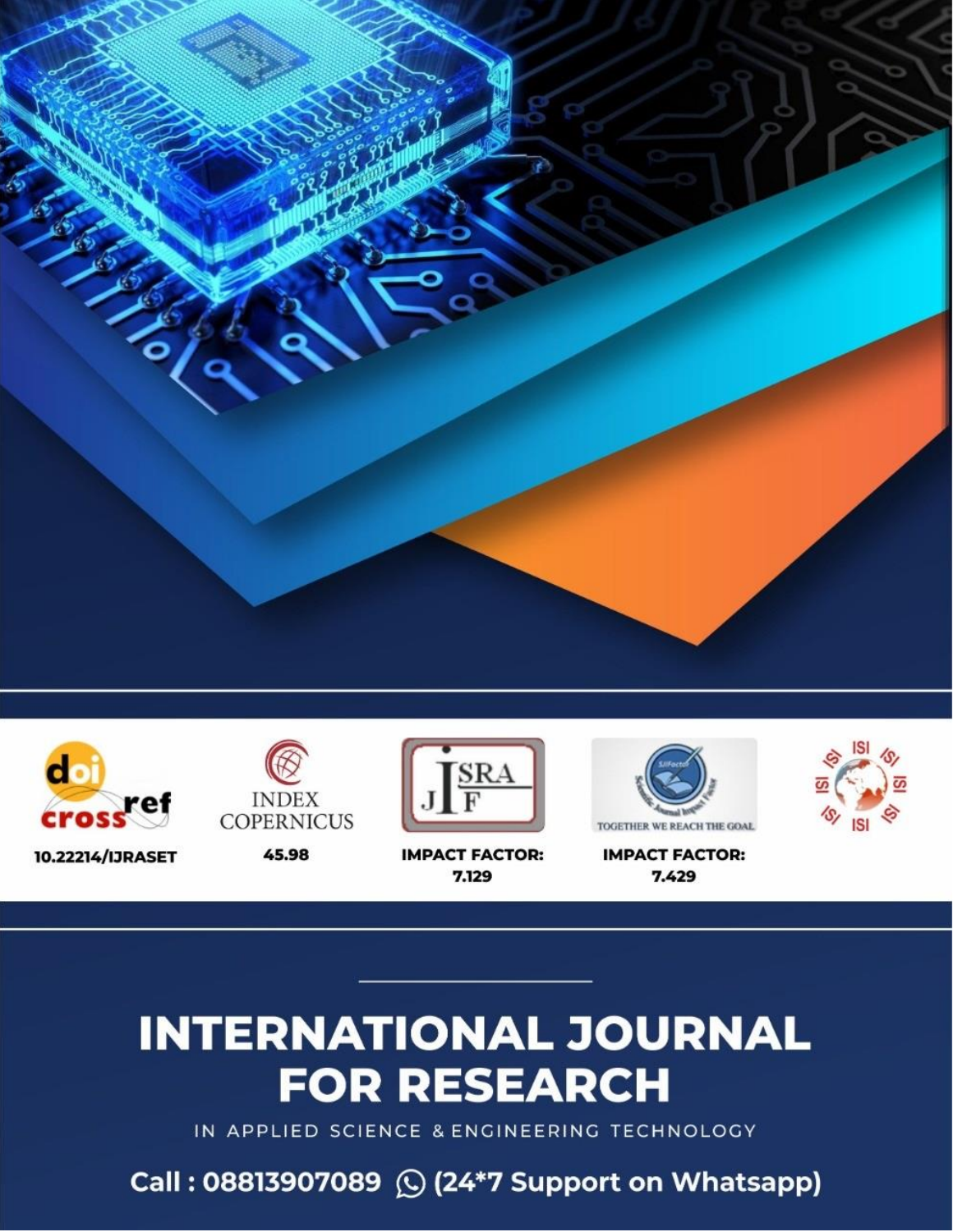10.22214/IJRASET

INDEX COPERNICUS

45.98

IMPACT FACTOR: 7.129

IMPACT FACTOR: 7.429

# INTERNATIONAL JOURNAL FOR RESEARCH

IN APPLIED SCIENCE & ENGINEERING TECHNOLOGY

Call : 08813907089 (24*7 Support on Whatsapp)